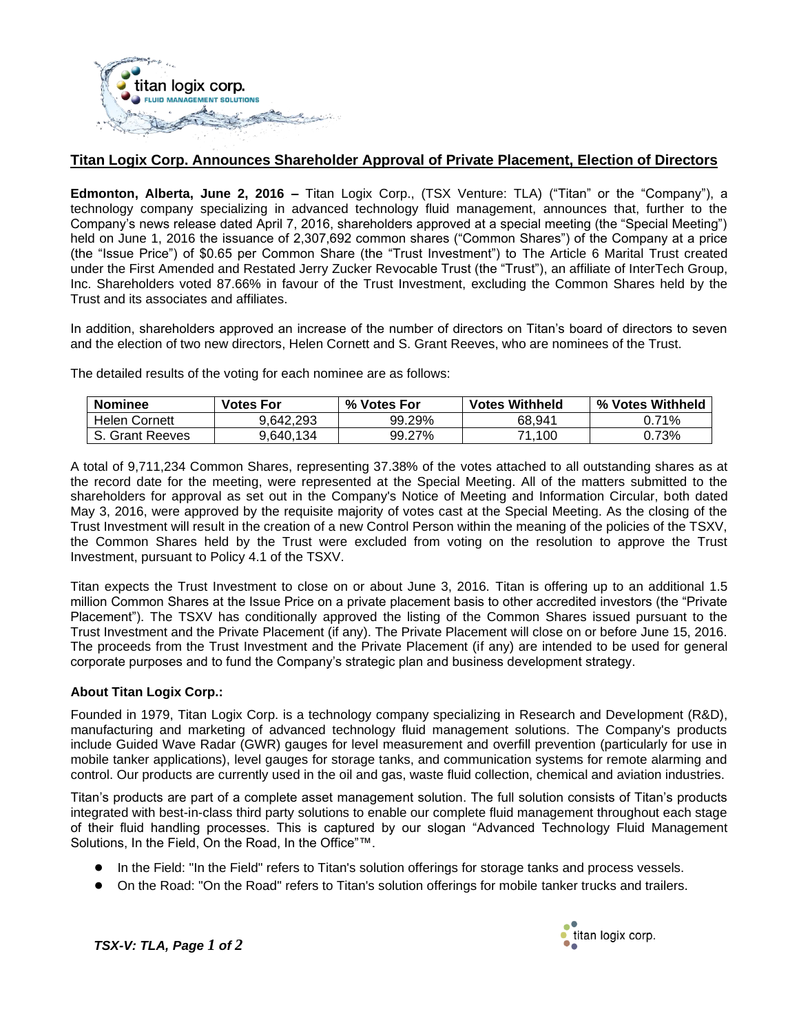# Titan Logix Corp. Announces Shareholder Approval of Private Placement, Election of Directors

**Edmonton, Alberta, June 2, 2016 –** Titan Logix Corp., (TSX Venture: TLA) ("Titan" or the "Company"), a technology company specializing in advanced technology fluid management, announces that, further to the Company's news release dated April 7, 2016, shareholders approved at a special meeting (the "Special Meeting") held on June 1, 2016 the issuance of 2,307,692 common shares ("Common Shares") of the Company at a price (the "Issue Price") of $0.65 per Common Share (the "Trust Investment") to The Article 6 Marital Trust created under the First Amended and Restated Jerry Zucker Revocable Trust (the "Trust"), an affiliate of InterTech Group, Inc. Shareholders voted 87.66% in favour of the Trust Investment, excluding the Common Shares held by the Trust and its associates and affiliates.

In addition, shareholders approved an increase of the number of directors on Titan's board of directors to seven and the election of two new directors, Helen Cornett and S. Grant Reeves, who are nominees of the Trust.

The detailed results of the voting for each nominee are as follows:

| Nominee | Votes For | % Votes For | Votes Withheld | % Votes Withheld |
|---|---|---|---|---|
| Helen Cornett | 9,642,293 | 99.29% | 68,941 | 0.71% |
| S. Grant Reeves | 9,640,134 | 99.27% | 71,100 | 0.73% |

A total of 9,711,234 Common Shares, representing 37.38% of the votes attached to all outstanding shares as at the record date for the meeting, were represented at the Special Meeting. All of the matters submitted to the shareholders for approval as set out in the Company's Notice of Meeting and Information Circular, both dated May 3, 2016, were approved by the requisite majority of votes cast at the Special Meeting. As the closing of the Trust Investment will result in the creation of a new Control Person within the meaning of the policies of the TSXV, the Common Shares held by the Trust were excluded from voting on the resolution to approve the Trust Investment, pursuant to Policy 4.1 of the TSXV.

Titan expects the Trust Investment to close on or about June 3, 2016. Titan is offering up to an additional 1.5 million Common Shares at the Issue Price on a private placement basis to other accredited investors (the "Private Placement"). The TSXV has conditionally approved the listing of the Common Shares issued pursuant to the Trust Investment and the Private Placement (if any). The Private Placement will close on or before June 15, 2016. The proceeds from the Trust Investment and the Private Placement (if any) are intended to be used for general corporate purposes and to fund the Company's strategic plan and business development strategy.

**About Titan Logix Corp.:**

Founded in 1979, Titan Logix Corp. is a technology company specializing in Research and Development (R&D), manufacturing and marketing of advanced technology fluid management solutions. The Company's products include Guided Wave Radar (GWR) gauges for level measurement and overfill prevention (particularly for use in mobile tanker applications), level gauges for storage tanks, and communication systems for remote alarming and control. Our products are currently used in the oil and gas, waste fluid collection, chemical and aviation industries.

Titan's products are part of a complete asset management solution. The full solution consists of Titan's products integrated with best-in-class third party solutions to enable our complete fluid management throughout each stage of their fluid handling processes. This is captured by our slogan "Advanced Technology Fluid Management Solutions, In the Field, On the Road, In the Office"™.

- In the Field: "In the Field" refers to Titan's solution offerings for storage tanks and process vessels.
- On the Road: "On the Road" refers to Titan's solution offerings for mobile tanker trucks and trailers.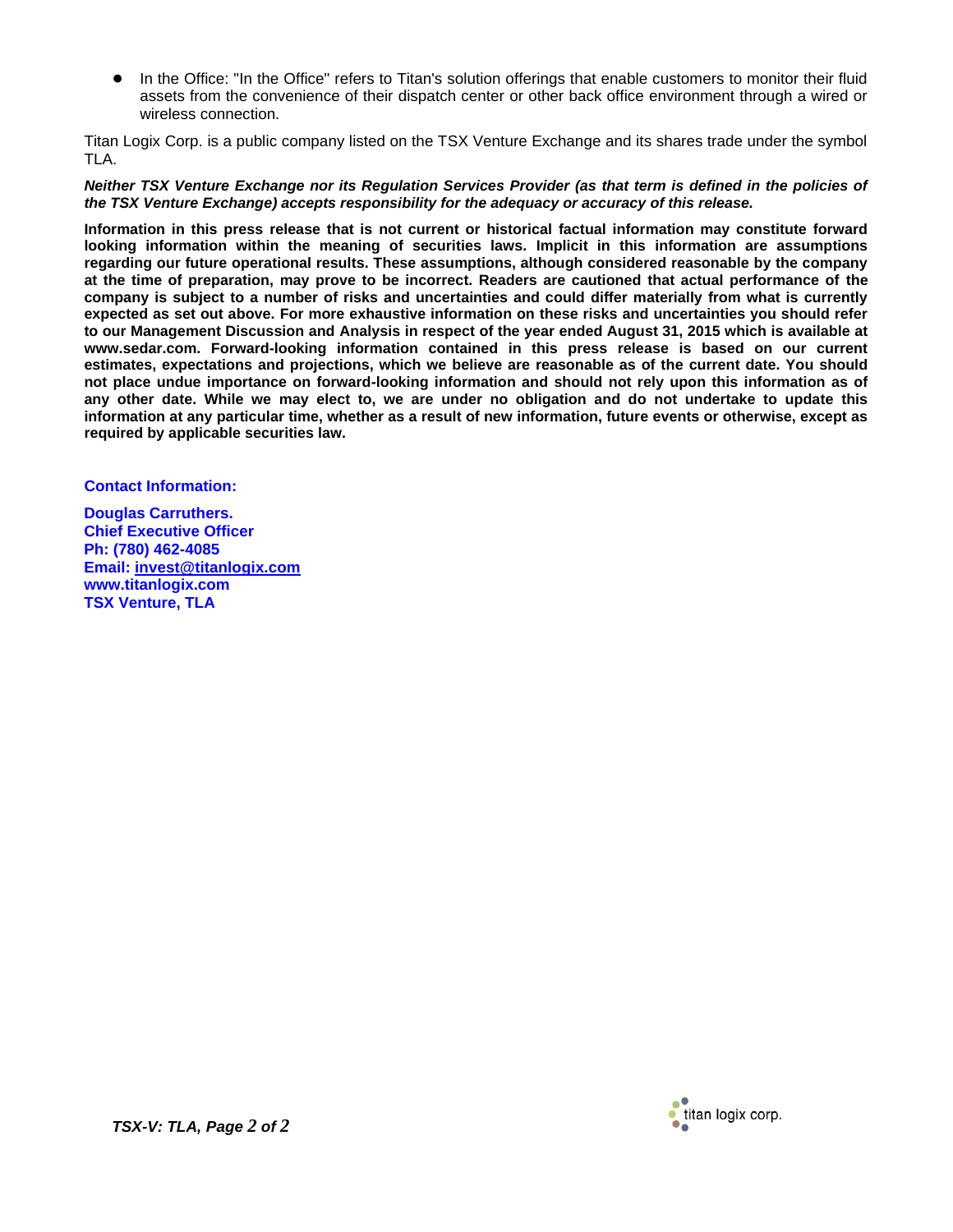- In the Office: "In the Office" refers to Titan's solution offerings that enable customers to monitor their fluid assets from the convenience of their dispatch center or other back office environment through a wired or wireless connection.

Titan Logix Corp. is a public company listed on the TSX Venture Exchange and its shares trade under the symbol TLA.

***Neither TSX Venture Exchange nor its Regulation Services Provider (as that term is defined in the policies of the TSX Venture Exchange) accepts responsibility for the adequacy or accuracy of this release.***

**Information in this press release that is not current or historical factual information may constitute forward looking information within the meaning of securities laws. Implicit in this information are assumptions regarding our future operational results. These assumptions, although considered reasonable by the company at the time of preparation, may prove to be incorrect. Readers are cautioned that actual performance of the company is subject to a number of risks and uncertainties and could differ materially from what is currently expected as set out above. For more exhaustive information on these risks and uncertainties you should refer to our Management Discussion and Analysis in respect of the year ended August 31, 2015 which is available at www.sedar.com. Forward-looking information contained in this press release is based on our current estimates, expectations and projections, which we believe are reasonable as of the current date. You should not place undue importance on forward-looking information and should not rely upon this information as of any other date. While we may elect to, we are under no obligation and do not undertake to update this information at any particular time, whether as a result of new information, future events or otherwise, except as required by applicable securities law.**

**Contact Information:**

**Douglas Carruthers.**
**Chief Executive Officer**
**Ph: (780) 462-4085**
**Email: invest@titanlogix.com**
**www.titanlogix.com**
**TSX Venture, TLA**